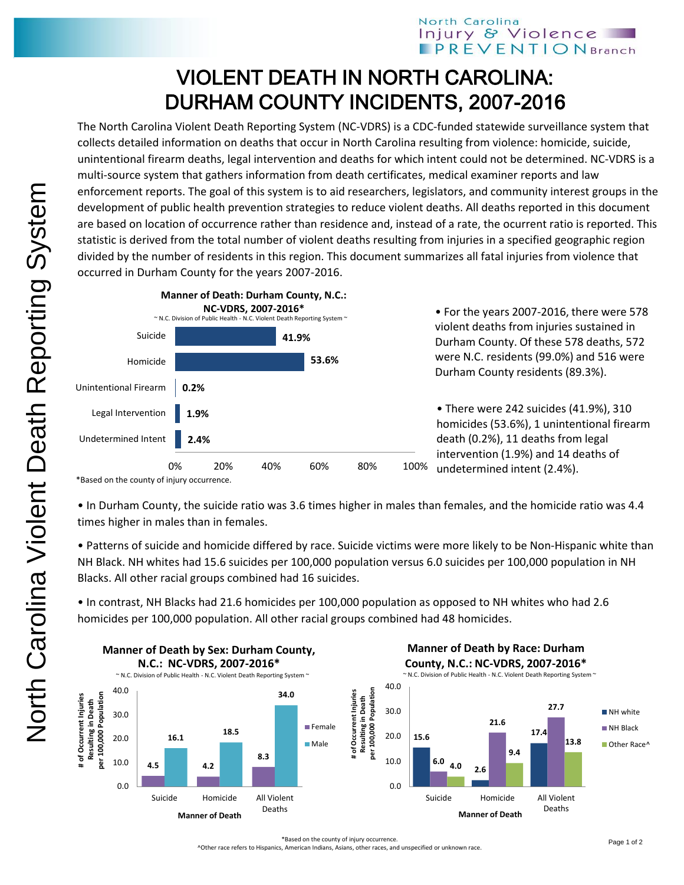# VIOLENT DEATH IN NORTH CAROLINA: DURHAM COUNTY INCIDENTS, 2007-2016

The North Carolina Violent Death Reporting System (NC-VDRS) is a CDC-funded statewide surveillance system that collects detailed information on deaths that occur in North Carolina resulting from violence: homicide, suicide, unintentional firearm deaths, legal intervention and deaths for which intent could not be determined. NC-VDRS is a multi-source system that gathers information from death certificates, medical examiner reports and law enforcement reports. The goal of this system is to aid researchers, legislators, and community interest groups in the development of public health prevention strategies to reduce violent deaths. All deaths reported in this document are based on location of occurrence rather than residence and, instead of a rate, the ocurrent ratio is reported. This statistic is derived from the total number of violent deaths resulting from injuries in a specified geographic region divided by the number of residents in this region. This document summarizes all fatal injuries from violence that occurred in Durham County for the years 2007-2016.

**Manner of Death: Durham County, N.C.: NC-VDRS, 2007-2016***

~ N.C. Division of Public Health - N.C. Violent Death Reporting System ~

| Manner of Death | Percent |
|---|---|
| Suicide | 41.9% |
| Homicide | 53.6% |
| Unintentional Firearm | 0.2% |
| Legal Intervention | 1.9% |
| Undetermined Intent | 2.4% |

*Based on the county of injury occurrence.

- For the years 2007-2016, there were 578 violent deaths from injuries sustained in Durham County. Of these 578 deaths, 572 were N.C. residents (99.0%) and 516 were Durham County residents (89.3%).

- There were 242 suicides (41.9%), 310 homicides (53.6%), 1 unintentional firearm death (0.2%), 11 deaths from legal intervention (1.9%) and 14 deaths of undetermined intent (2.4%).

- In Durham County, the suicide ratio was 3.6 times higher in males than females, and the homicide ratio was 4.4 times higher in males than in females.

- Patterns of suicide and homicide differed by race. Suicide victims were more likely to be Non-Hispanic white than NH Black. NH whites had 15.6 suicides per 100,000 population versus 6.0 suicides per 100,000 population in NH Blacks. All other racial groups combined had 16 suicides.

- In contrast, NH Blacks had 21.6 homicides per 100,000 population as opposed to NH whites who had 2.6 homicides per 100,000 population. All other racial groups combined had 48 homicides.

**Manner of Death by Sex: Durham County, N.C.: NC-VDRS, 2007-2016***

~ N.C. Division of Public Health - N.C. Violent Death Reporting System ~

# of Occurrent Injuries Resulting in Death per 100,000 Population

| Manner of Death | Female | Male |
|---|---|---|
| Suicide | 4.5 | 16.1 |
| Homicide | 4.2 | 18.5 |
| All Violent Deaths | 8.3 | 34.0 |

**Manner of Death by Race: Durham County, N.C.: NC-VDRS, 2007-2016***

~ N.C. Division of Public Health - N.C. Violent Death Reporting System ~

# of Occurrent Injuries Resulting in Death per 100,000 Population

| Manner of Death | NH white | NH Black | Other Race^ |
|---|---|---|---|
| Suicide | 15.6 | 6.0 | 4.0 |
| Homicide | 2.6 | 21.6 | 9.4 |
| All Violent Deaths | 17.4 | 27.7 | 13.8 |

*Based on the county of injury occurrence.

^Other race refers to Hispanics, American Indians, Asians, other races, and unspecified or unknown race.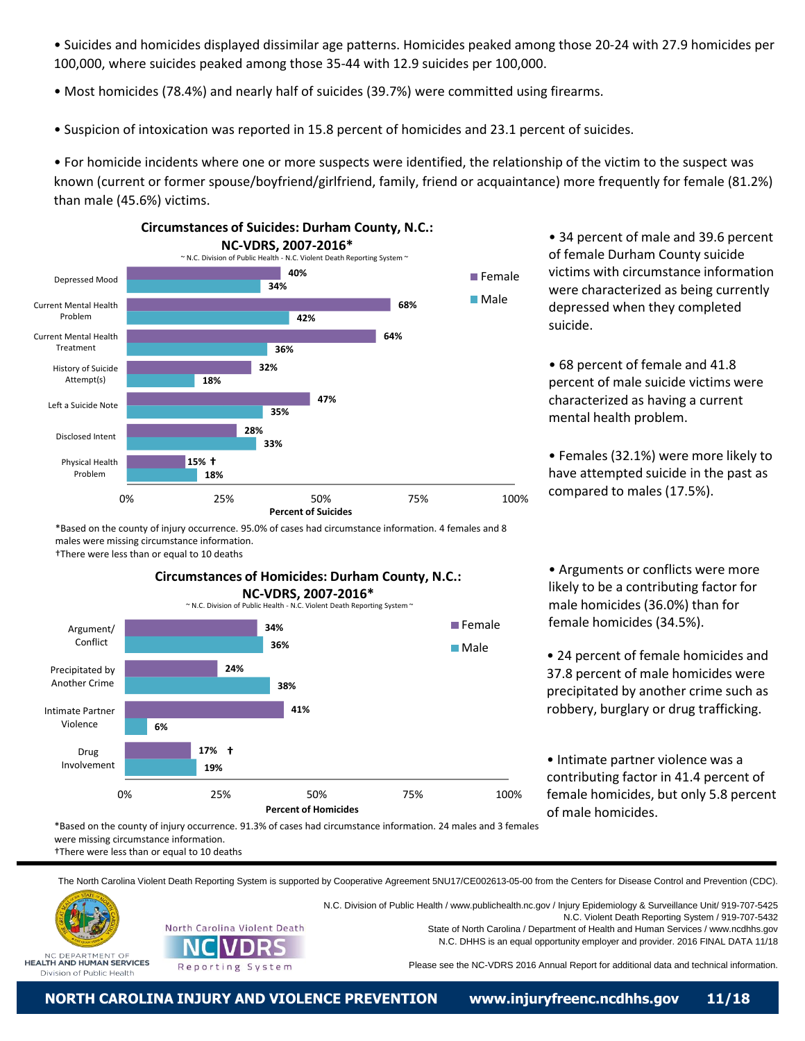- Suicides and homicides displayed dissimilar age patterns. Homicides peaked among those 20-24 with 27.9 homicides per 100,000, where suicides peaked among those 35-44 with 12.9 suicides per 100,000.

- Most homicides (78.4%) and nearly half of suicides (39.7%) were committed using firearms.

- Suspicion of intoxication was reported in 15.8 percent of homicides and 23.1 percent of suicides.

- For homicide incidents where one or more suspects were identified, the relationship of the victim to the suspect was known (current or former spouse/boyfriend/girlfriend, family, friend or acquaintance) more frequently for female (81.2%) than male (45.6%) victims.

**Circumstances of Suicides: Durham County, N.C.: NC-VDRS, 2007-2016***

~ N.C. Division of Public Health - N.C. Violent Death Reporting System ~

Female
Male

Depressed Mood: 40% / 34%
Current Mental Health Problem: 68% / 42%
Current Mental Health Treatment: 64% / 36%
History of Suicide Attempt(s): 32% / 18%
Left a Suicide Note: 47% / 35%
Disclosed Intent: 28% / 33%
Physical Health Problem: 15% † / 18%

0% 25% 50% 75% 100%
Percent of Suicides

*Based on the county of injury occurrence. 95.0% of cases had circumstance information. 4 females and 8 males were missing circumstance information.
†There were less than or equal to 10 deaths

- 34 percent of male and 39.6 percent of female Durham County suicide victims with circumstance information were characterized as being currently depressed when they completed suicide.

- 68 percent of female and 41.8 percent of male suicide victims were characterized as having a current mental health problem.

- Females (32.1%) were more likely to have attempted suicide in the past as compared to males (17.5%).

**Circumstances of Homicides: Durham County, N.C.: NC-VDRS, 2007-2016***

~ N.C. Division of Public Health - N.C. Violent Death Reporting System ~

Female
Male

Argument/ Conflict: 34% / 36%
Precipitated by Another Crime: 24% / 38%
Intimate Partner Violence: 41% / 6%
Drug Involvement: 17% † / 19%

0% 25% 50% 75% 100%
Percent of Homicides

*Based on the county of injury occurrence. 91.3% of cases had circumstance information. 24 males and 3 females were missing circumstance information.
†There were less than or equal to 10 deaths

- Arguments or conflicts were more likely to be a contributing factor for male homicides (36.0%) than for female homicides (34.5%).

- 24 percent of female homicides and 37.8 percent of male homicides were precipitated by another crime such as robbery, burglary or drug trafficking.

- Intimate partner violence was a contributing factor in 41.4 percent of female homicides, but only 5.8 percent of male homicides.

The North Carolina Violent Death Reporting System is supported by Cooperative Agreement 5NU17/CE002613-05-00 from the Centers for Disease Control and Prevention (CDC).

N.C. Division of Public Health / www.publichealth.nc.gov / Injury Epidemiology & Surveillance Unit/ 919-707-5425
N.C. Violent Death Reporting System / 919-707-5432
State of North Carolina / Department of Health and Human Services / www.ncdhhs.gov
N.C. DHHS is an equal opportunity employer and provider. 2016 FINAL DATA 11/18

Please see the NC-VDRS 2016 Annual Report for additional data and technical information.

NORTH CAROLINA INJURY AND VIOLENCE PREVENTION www.injuryfreenc.ncdhhs.gov 11/18